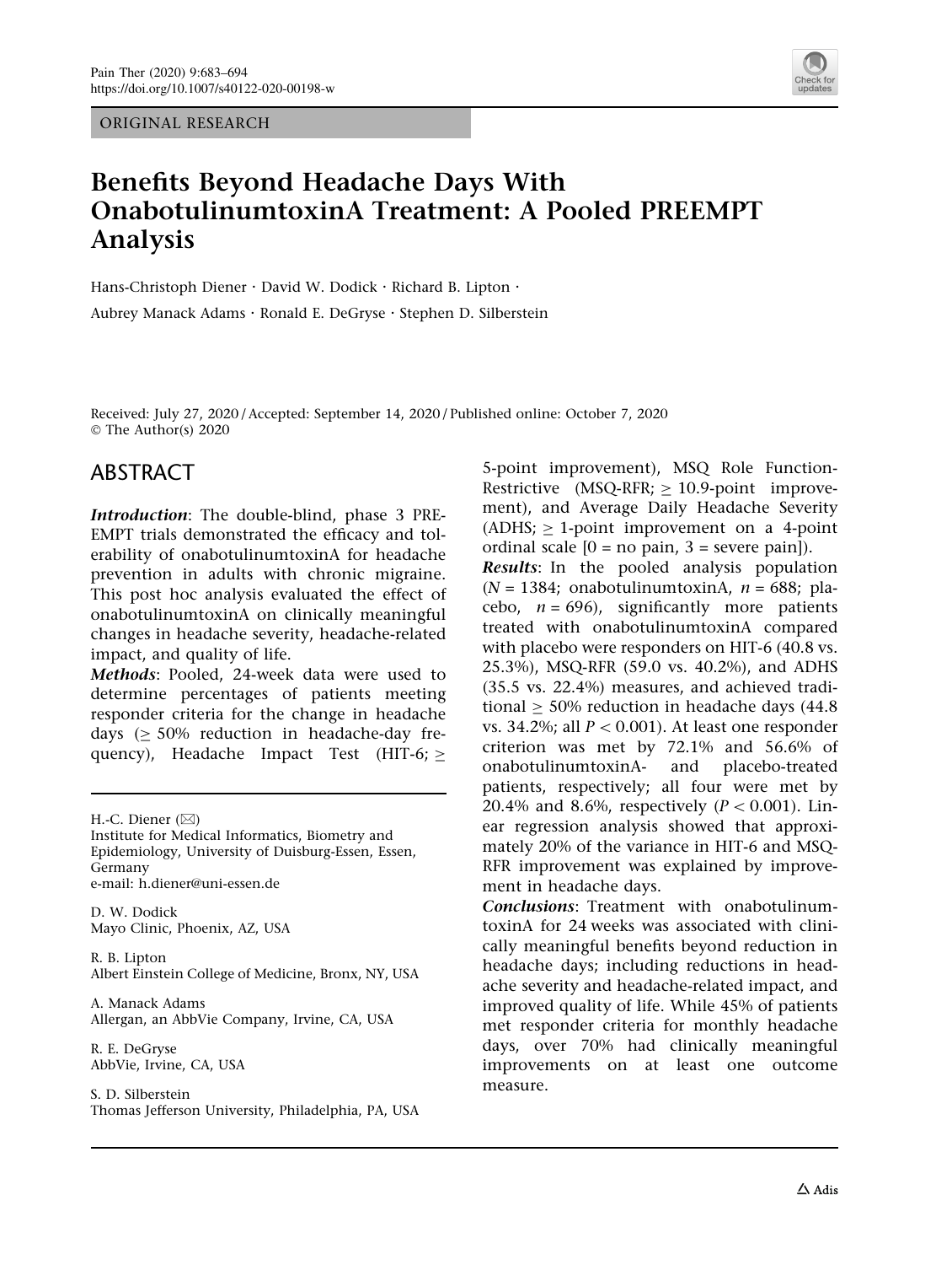ORIGINAL RESEARCH

# Benefits Beyond Headache Days With OnabotulinumtoxinA Treatment: A Pooled PREEMPT Analysis

Hans-Christoph Diener · David W. Dodick · Richard B. Lipton · Aubrey Manack Adams · Ronald E. DeGryse · Stephen D. Silberstein

Received: July 27, 2020 / Accepted: September 14, 2020 / Published online: October 7, 2020
© The Author(s) 2020

## ABSTRACT

***Introduction***: The double-blind, phase 3 PREEMPT trials demonstrated the efficacy and tolerability of onabotulinumtoxinA for headache prevention in adults with chronic migraine. This post hoc analysis evaluated the effect of onabotulinumtoxinA on clinically meaningful changes in headache severity, headache-related impact, and quality of life.

***Methods***: Pooled, 24-week data were used to determine percentages of patients meeting responder criteria for the change in headache days ($\geq$ 50% reduction in headache-day frequency), Headache Impact Test (HIT-6; $\geq$ 5-point improvement), MSQ Role Function-Restrictive (MSQ-RFR; $\geq$ 10.9-point improvement), and Average Daily Headache Severity (ADHS; $\geq$ 1-point improvement on a 4-point ordinal scale [0 = no pain, 3 = severe pain]).

***Results***: In the pooled analysis population ($N$ = 1384; onabotulinumtoxinA, $n$ = 688; placebo, $n$ = 696), significantly more patients treated with onabotulinumtoxinA compared with placebo were responders on HIT-6 (40.8 vs. 25.3%), MSQ-RFR (59.0 vs. 40.2%), and ADHS (35.5 vs. 22.4%) measures, and achieved traditional $\geq$ 50% reduction in headache days (44.8 vs. 34.2%; all $P < 0.001$). At least one responder criterion was met by 72.1% and 56.6% of onabotulinumtoxinA- and placebo-treated patients, respectively; all four were met by 20.4% and 8.6%, respectively ($P < 0.001$). Linear regression analysis showed that approximately 20% of the variance in HIT-6 and MSQ-RFR improvement was explained by improvement in headache days.

***Conclusions***: Treatment with onabotulinumtoxinA for 24 weeks was associated with clinically meaningful benefits beyond reduction in headache days; including reductions in headache severity and headache-related impact, and improved quality of life. While 45% of patients met responder criteria for monthly headache days, over 70% had clinically meaningful improvements on at least one outcome measure.

---

H.-C. Diener (✉)
Institute for Medical Informatics, Biometry and Epidemiology, University of Duisburg-Essen, Essen, Germany
e-mail: h.diener@uni-essen.de

D. W. Dodick
Mayo Clinic, Phoenix, AZ, USA

R. B. Lipton
Albert Einstein College of Medicine, Bronx, NY, USA

A. Manack Adams
Allergan, an AbbVie Company, Irvine, CA, USA

R. E. DeGryse
AbbVie, Irvine, CA, USA

S. D. Silberstein
Thomas Jefferson University, Philadelphia, PA, USA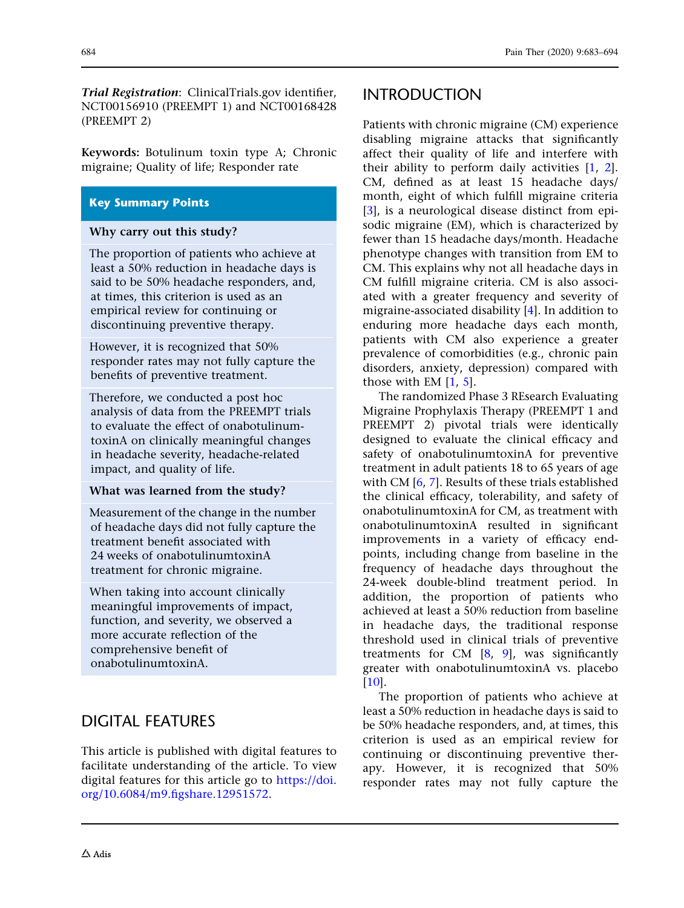***Trial Registration***: ClinicalTrials.gov identifier, NCT00156910 (PREEMPT 1) and NCT00168428 (PREEMPT 2)

**Keywords:** Botulinum toxin type A; Chronic migraine; Quality of life; Responder rate

**Key Summary Points**

**Why carry out this study?**

The proportion of patients who achieve at least a 50% reduction in headache days is said to be 50% headache responders, and, at times, this criterion is used as an empirical review for continuing or discontinuing preventive therapy.

However, it is recognized that 50% responder rates may not fully capture the benefits of preventive treatment.

Therefore, we conducted a post hoc analysis of data from the PREEMPT trials to evaluate the effect of onabotulinumtoxinA on clinically meaningful changes in headache severity, headache-related impact, and quality of life.

**What was learned from the study?**

Measurement of the change in the number of headache days did not fully capture the treatment benefit associated with 24 weeks of onabotulinumtoxinA treatment for chronic migraine.

When taking into account clinically meaningful improvements of impact, function, and severity, we observed a more accurate reflection of the comprehensive benefit of onabotulinumtoxinA.

## DIGITAL FEATURES

This article is published with digital features to facilitate understanding of the article. To view digital features for this article go to https://doi.org/10.6084/m9.figshare.12951572.

## INTRODUCTION

Patients with chronic migraine (CM) experience disabling migraine attacks that significantly affect their quality of life and interfere with their ability to perform daily activities [1, 2]. CM, defined as at least 15 headache days/month, eight of which fulfill migraine criteria [3], is a neurological disease distinct from episodic migraine (EM), which is characterized by fewer than 15 headache days/month. Headache phenotype changes with transition from EM to CM. This explains why not all headache days in CM fulfill migraine criteria. CM is also associated with a greater frequency and severity of migraine-associated disability [4]. In addition to enduring more headache days each month, patients with CM also experience a greater prevalence of comorbidities (e.g., chronic pain disorders, anxiety, depression) compared with those with EM [1, 5].

The randomized Phase 3 REsearch Evaluating Migraine Prophylaxis Therapy (PREEMPT 1 and PREEMPT 2) pivotal trials were identically designed to evaluate the clinical efficacy and safety of onabotulinumtoxinA for preventive treatment in adult patients 18 to 65 years of age with CM [6, 7]. Results of these trials established the clinical efficacy, tolerability, and safety of onabotulinumtoxinA for CM, as treatment with onabotulinumtoxinA resulted in significant improvements in a variety of efficacy endpoints, including change from baseline in the frequency of headache days throughout the 24-week double-blind treatment period. In addition, the proportion of patients who achieved at least a 50% reduction from baseline in headache days, the traditional response threshold used in clinical trials of preventive treatments for CM [8, 9], was significantly greater with onabotulinumtoxinA vs. placebo [10].

The proportion of patients who achieve at least a 50% reduction in headache days is said to be 50% headache responders, and, at times, this criterion is used as an empirical review for continuing or discontinuing preventive therapy. However, it is recognized that 50% responder rates may not fully capture the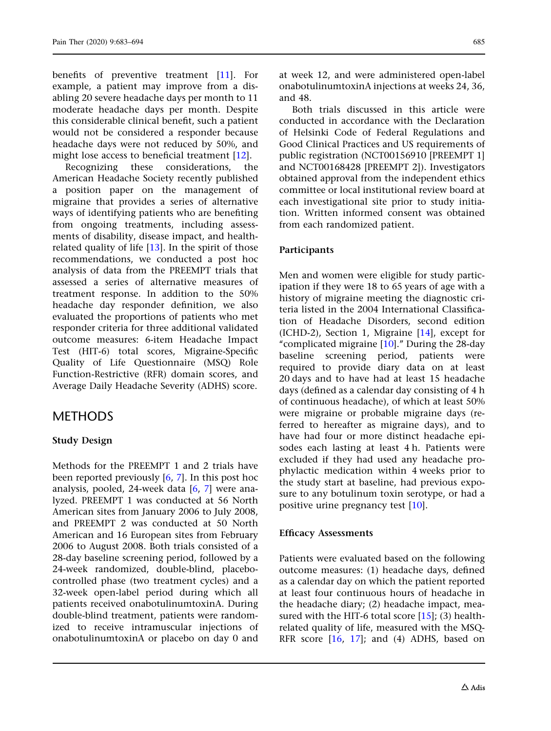benefits of preventive treatment [11]. For example, a patient may improve from a disabling 20 severe headache days per month to 11 moderate headache days per month. Despite this considerable clinical benefit, such a patient would not be considered a responder because headache days were not reduced by 50%, and might lose access to beneficial treatment [12].

Recognizing these considerations, the American Headache Society recently published a position paper on the management of migraine that provides a series of alternative ways of identifying patients who are benefiting from ongoing treatments, including assessments of disability, disease impact, and health-related quality of life [13]. In the spirit of those recommendations, we conducted a post hoc analysis of data from the PREEMPT trials that assessed a series of alternative measures of treatment response. In addition to the 50% headache day responder definition, we also evaluated the proportions of patients who met responder criteria for three additional validated outcome measures: 6-item Headache Impact Test (HIT-6) total scores, Migraine-Specific Quality of Life Questionnaire (MSQ) Role Function-Restrictive (RFR) domain scores, and Average Daily Headache Severity (ADHS) score.

## METHODS

### Study Design

Methods for the PREEMPT 1 and 2 trials have been reported previously [6, 7]. In this post hoc analysis, pooled, 24-week data [6, 7] were analyzed. PREEMPT 1 was conducted at 56 North American sites from January 2006 to July 2008, and PREEMPT 2 was conducted at 50 North American and 16 European sites from February 2006 to August 2008. Both trials consisted of a 28-day baseline screening period, followed by a 24-week randomized, double-blind, placebo-controlled phase (two treatment cycles) and a 32-week open-label period during which all patients received onabotulinumtoxinA. During double-blind treatment, patients were randomized to receive intramuscular injections of onabotulinumtoxinA or placebo on day 0 and at week 12, and were administered open-label onabotulinumtoxinA injections at weeks 24, 36, and 48.

Both trials discussed in this article were conducted in accordance with the Declaration of Helsinki Code of Federal Regulations and Good Clinical Practices and US requirements of public registration (NCT00156910 [PREEMPT 1] and NCT00168428 [PREEMPT 2]). Investigators obtained approval from the independent ethics committee or local institutional review board at each investigational site prior to study initiation. Written informed consent was obtained from each randomized patient.

### Participants

Men and women were eligible for study participation if they were 18 to 65 years of age with a history of migraine meeting the diagnostic criteria listed in the 2004 International Classification of Headache Disorders, second edition (ICHD-2), Section 1, Migraine [14], except for "complicated migraine [10]." During the 28-day baseline screening period, patients were required to provide diary data on at least 20 days and to have had at least 15 headache days (defined as a calendar day consisting of 4 h of continuous headache), of which at least 50% were migraine or probable migraine days (referred to hereafter as migraine days), and to have had four or more distinct headache episodes each lasting at least 4 h. Patients were excluded if they had used any headache prophylactic medication within 4 weeks prior to the study start at baseline, had previous exposure to any botulinum toxin serotype, or had a positive urine pregnancy test [10].

### Efficacy Assessments

Patients were evaluated based on the following outcome measures: (1) headache days, defined as a calendar day on which the patient reported at least four continuous hours of headache in the headache diary; (2) headache impact, measured with the HIT-6 total score [15]; (3) health-related quality of life, measured with the MSQ-RFR score [16, 17]; and (4) ADHS, based on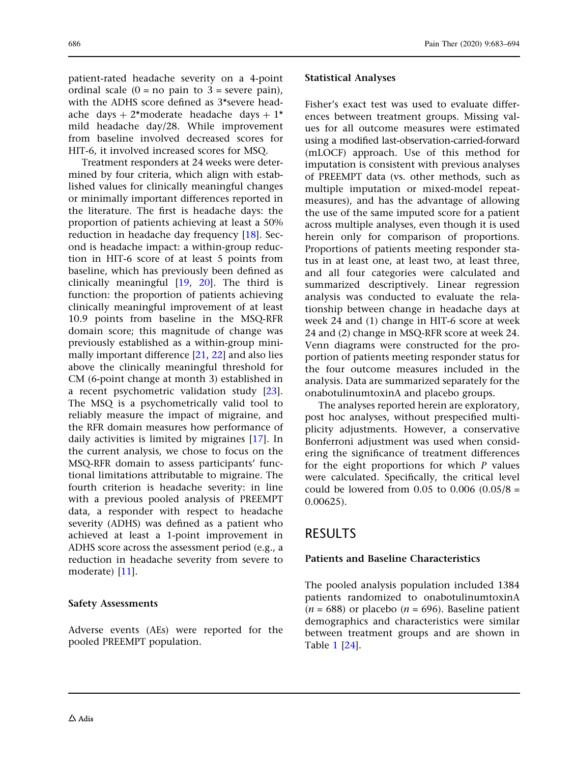patient-rated headache severity on a 4-point ordinal scale (0 = no pain to 3 = severe pain), with the ADHS score defined as 3*severe headache days + 2*moderate headache days + 1* mild headache day/28. While improvement from baseline involved decreased scores for HIT-6, it involved increased scores for MSQ.

Treatment responders at 24 weeks were determined by four criteria, which align with established values for clinically meaningful changes or minimally important differences reported in the literature. The first is headache days: the proportion of patients achieving at least a 50% reduction in headache day frequency [18]. Second is headache impact: a within-group reduction in HIT-6 score of at least 5 points from baseline, which has previously been defined as clinically meaningful [19, 20]. The third is function: the proportion of patients achieving clinically meaningful improvement of at least 10.9 points from baseline in the MSQ-RFR domain score; this magnitude of change was previously established as a within-group minimally important difference [21, 22] and also lies above the clinically meaningful threshold for CM (6-point change at month 3) established in a recent psychometric validation study [23]. The MSQ is a psychometrically valid tool to reliably measure the impact of migraine, and the RFR domain measures how performance of daily activities is limited by migraines [17]. In the current analysis, we chose to focus on the MSQ-RFR domain to assess participants' functional limitations attributable to migraine. The fourth criterion is headache severity: in line with a previous pooled analysis of PREEMPT data, a responder with respect to headache severity (ADHS) was defined as a patient who achieved at least a 1-point improvement in ADHS score across the assessment period (e.g., a reduction in headache severity from severe to moderate) [11].

### Safety Assessments

Adverse events (AEs) were reported for the pooled PREEMPT population.

### Statistical Analyses

Fisher's exact test was used to evaluate differences between treatment groups. Missing values for all outcome measures were estimated using a modified last-observation-carried-forward (mLOCF) approach. Use of this method for imputation is consistent with previous analyses of PREEMPT data (vs. other methods, such as multiple imputation or mixed-model repeat-measures), and has the advantage of allowing the use of the same imputed score for a patient across multiple analyses, even though it is used herein only for comparison of proportions. Proportions of patients meeting responder status in at least one, at least two, at least three, and all four categories were calculated and summarized descriptively. Linear regression analysis was conducted to evaluate the relationship between change in headache days at week 24 and (1) change in HIT-6 score at week 24 and (2) change in MSQ-RFR score at week 24. Venn diagrams were constructed for the proportion of patients meeting responder status for the four outcome measures included in the analysis. Data are summarized separately for the onabotulinumtoxinA and placebo groups.

The analyses reported herein are exploratory, post hoc analyses, without prespecified multiplicity adjustments. However, a conservative Bonferroni adjustment was used when considering the significance of treatment differences for the eight proportions for which $P$ values were calculated. Specifically, the critical level could be lowered from 0.05 to 0.006 (0.05/8 = 0.00625).

## RESULTS

### Patients and Baseline Characteristics

The pooled analysis population included 1384 patients randomized to onabotulinumtoxinA ($n$ = 688) or placebo ($n$ = 696). Baseline patient demographics and characteristics were similar between treatment groups and are shown in Table 1 [24].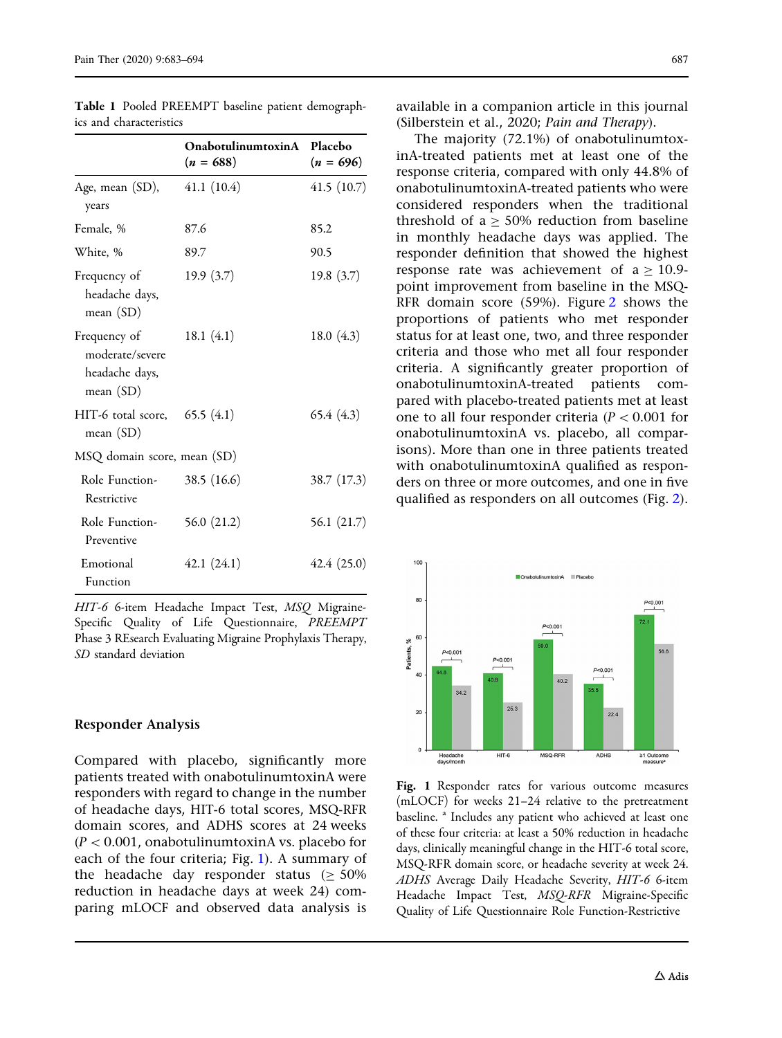**Table 1** Pooled PREEMPT baseline patient demographics and characteristics

| | OnabotulinumtoxinA ($n$ = 688) | Placebo ($n$ = 696) |
|---|---|---|
| Age, mean (SD), years | 41.1 (10.4) | 41.5 (10.7) |
| Female, % | 87.6 | 85.2 |
| White, % | 89.7 | 90.5 |
| Frequency of headache days, mean (SD) | 19.9 (3.7) | 19.8 (3.7) |
| Frequency of moderate/severe headache days, mean (SD) | 18.1 (4.1) | 18.0 (4.3) |
| HIT-6 total score, mean (SD) | 65.5 (4.1) | 65.4 (4.3) |
| MSQ domain score, mean (SD) | | |
| Role Function-Restrictive | 38.5 (16.6) | 38.7 (17.3) |
| Role Function-Preventive | 56.0 (21.2) | 56.1 (21.7) |
| Emotional Function | 42.1 (24.1) | 42.4 (25.0) |

*HIT-6* 6-item Headache Impact Test, *MSQ* Migraine-Specific Quality of Life Questionnaire, *PREEMPT* Phase 3 REsearch Evaluating Migraine Prophylaxis Therapy, *SD* standard deviation

## Responder Analysis

Compared with placebo, significantly more patients treated with onabotulinumtoxinA were responders with regard to change in the number of headache days, HIT-6 total scores, MSQ-RFR domain scores, and ADHS scores at 24 weeks ($P < 0.001$, onabotulinumtoxinA vs. placebo for each of the four criteria; Fig. 1). A summary of the headache day responder status (≥ 50% reduction in headache days at week 24) comparing mLOCF and observed data analysis is available in a companion article in this journal (Silberstein et al., 2020; *Pain and Therapy*).

The majority (72.1%) of onabotulinumtoxinA-treated patients met at least one of the response criteria, compared with only 44.8% of onabotulinumtoxinA-treated patients who were considered responders when the traditional threshold of a ≥ 50% reduction from baseline in monthly headache days was applied. The responder definition that showed the highest response rate was achievement of a ≥ 10.9-point improvement from baseline in the MSQ-RFR domain score (59%). Figure 2 shows the proportions of patients who met responder status for at least one, two, and three responder criteria and those who met all four responder criteria. A significantly greater proportion of onabotulinumtoxinA-treated patients compared with placebo-treated patients met at least one to all four responder criteria ($P < 0.001$ for onabotulinumtoxinA vs. placebo, all comparisons). More than one in three patients treated with onabotulinumtoxinA qualified as responders on three or more outcomes, and one in five qualified as responders on all outcomes (Fig. 2).

**Fig. 1** Responder rates for various outcome measures (mLOCF) for weeks 21–24 relative to the pretreatment baseline. [a] Includes any patient who achieved at least one of these four criteria: at least a 50% reduction in headache days, clinically meaningful change in the HIT-6 total score, MSQ-RFR domain score, or headache severity at week 24. *ADHS* Average Daily Headache Severity, *HIT-6* 6-item Headache Impact Test, *MSQ-RFR* Migraine-Specific Quality of Life Questionnaire Role Function-Restrictive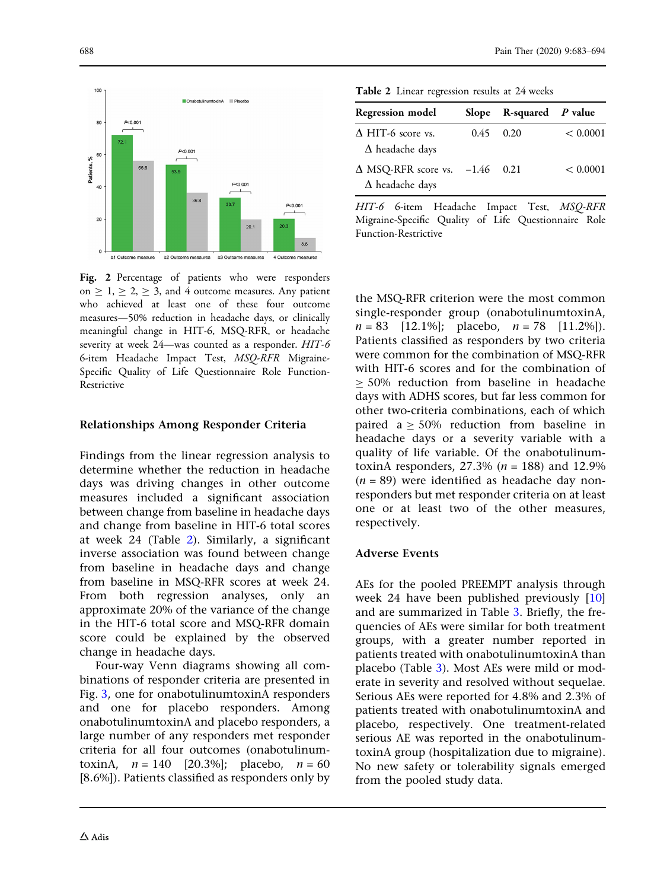Fig. 2 Percentage of patients who were responders on ≥ 1, ≥ 2, ≥ 3, and 4 outcome measures. Any patient who achieved at least one of these four outcome measures—50% reduction in headache days, or clinically meaningful change in HIT-6, MSQ-RFR, or headache severity at week 24—was counted as a responder. *HIT-6* 6-item Headache Impact Test, *MSQ-RFR* Migraine-Specific Quality of Life Questionnaire Role Function-Restrictive

### Relationships Among Responder Criteria

Findings from the linear regression analysis to determine whether the reduction in headache days was driving changes in other outcome measures included a significant association between change from baseline in headache days and change from baseline in HIT-6 total scores at week 24 (Table 2). Similarly, a significant inverse association was found between change from baseline in headache days and change from baseline in MSQ-RFR scores at week 24. From both regression analyses, only an approximate 20% of the variance of the change in the HIT-6 total score and MSQ-RFR domain score could be explained by the observed change in headache days.

Four-way Venn diagrams showing all combinations of responder criteria are presented in Fig. 3, one for onabotulinumtoxinA responders and one for placebo responders. Among onabotulinumtoxinA and placebo responders, a large number of any responders met responder criteria for all four outcomes (onabotulinumtoxinA, $n = 140$ [20.3%]; placebo, $n = 60$ [8.6%]). Patients classified as responders only by the MSQ-RFR criterion were the most common single-responder group (onabotulinumtoxinA, $n = 83$ [12.1%]; placebo, $n = 78$ [11.2%]). Patients classified as responders by two criteria were common for the combination of MSQ-RFR with HIT-6 scores and for the combination of ≥ 50% reduction from baseline in headache days with ADHS scores, but far less common for other two-criteria combinations, each of which paired a ≥ 50% reduction from baseline in headache days or a severity variable with a quality of life variable. Of the onabotulinumtoxinA responders, 27.3% ($n = 188$) and 12.9% ($n = 89$) were identified as headache day non-responders but met responder criteria on at least one or at least two of the other measures, respectively.

Table 2 Linear regression results at 24 weeks

| Regression model | Slope | R-squared | P value |
|---|---|---|---|
| Δ HIT-6 score vs. Δ headache days | 0.45 | 0.20 | < 0.0001 |
| Δ MSQ-RFR score vs. Δ headache days | −1.46 | 0.21 | < 0.0001 |

*HIT-6* 6-item Headache Impact Test, *MSQ-RFR* Migraine-Specific Quality of Life Questionnaire Role Function-Restrictive

### Adverse Events

AEs for the pooled PREEMPT analysis through week 24 have been published previously [10] and are summarized in Table 3. Briefly, the frequencies of AEs were similar for both treatment groups, with a greater number reported in patients treated with onabotulinumtoxinA than placebo (Table 3). Most AEs were mild or moderate in severity and resolved without sequelae. Serious AEs were reported for 4.8% and 2.3% of patients treated with onabotulinumtoxinA and placebo, respectively. One treatment-related serious AE was reported in the onabotulinumtoxinA group (hospitalization due to migraine). No new safety or tolerability signals emerged from the pooled study data.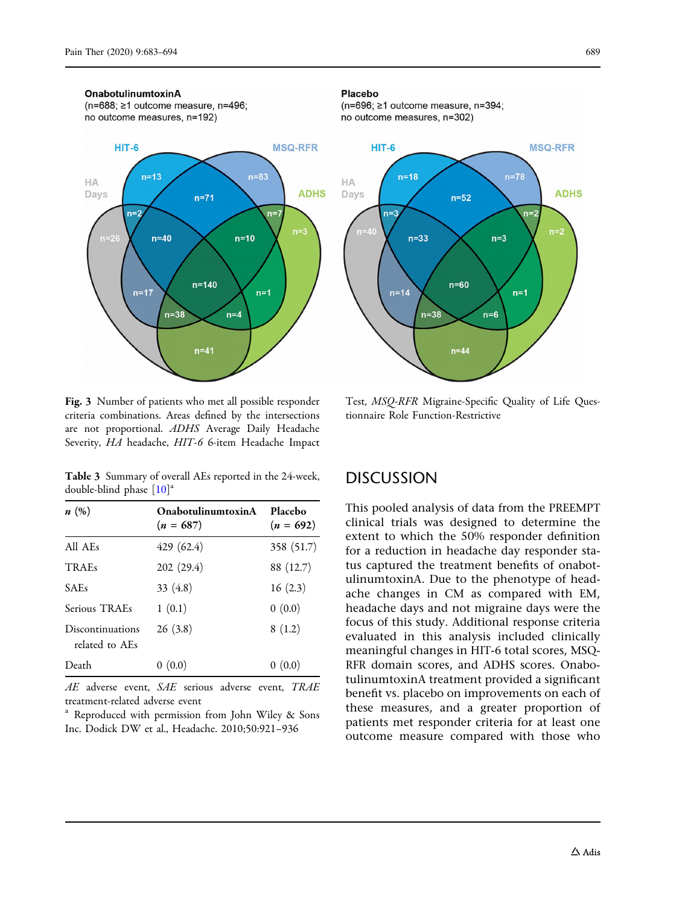Fig. 3 Number of patients who met all possible responder criteria combinations. Areas defined by the intersections are not proportional. *ADHS* Average Daily Headache Severity, *HA* headache, *HIT-6* 6-item Headache Impact Test, *MSQ-RFR* Migraine-Specific Quality of Life Questionnaire Role Function-Restrictive

**Table 3** Summary of overall AEs reported in the 24-week, double-blind phase [10][a]

| *n* (%) | OnabotulinumtoxinA (*n* = 687) | Placebo (*n* = 692) |
|---|---|---|
| All AEs | 429 (62.4) | 358 (51.7) |
| TRAEs | 202 (29.4) | 88 (12.7) |
| SAEs | 33 (4.8) | 16 (2.3) |
| Serious TRAEs | 1 (0.1) | 0 (0.0) |
| Discontinuations related to AEs | 26 (3.8) | 8 (1.2) |
| Death | 0 (0.0) | 0 (0.0) |

*AE* adverse event, *SAE* serious adverse event, *TRAE* treatment-related adverse event

[a] Reproduced with permission from John Wiley & Sons Inc. Dodick DW et al., Headache. 2010;50:921–936

## DISCUSSION

This pooled analysis of data from the PREEMPT clinical trials was designed to determine the extent to which the 50% responder definition for a reduction in headache day responder status captured the treatment benefits of onabotulinumtoxinA. Due to the phenotype of headache changes in CM as compared with EM, headache days and not migraine days were the focus of this study. Additional response criteria evaluated in this analysis included clinically meaningful changes in HIT-6 total scores, MSQ-RFR domain scores, and ADHS scores. OnabotulinumtoxinA treatment provided a significant benefit vs. placebo on improvements on each of these measures, and a greater proportion of patients met responder criteria for at least one outcome measure compared with those who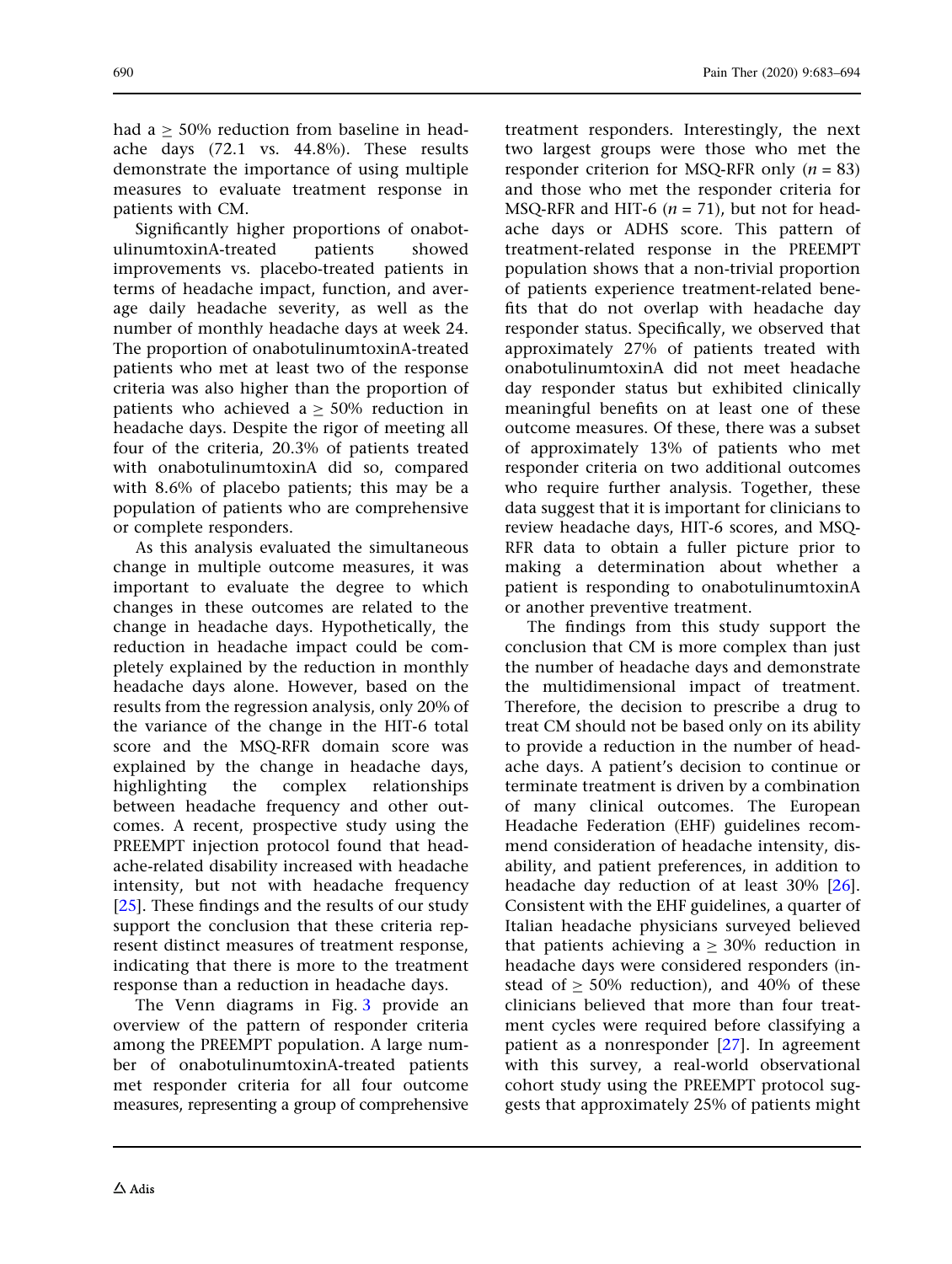had a $\geq$ 50% reduction from baseline in headache days (72.1 vs. 44.8%). These results demonstrate the importance of using multiple measures to evaluate treatment response in patients with CM.

Significantly higher proportions of onabotulinumtoxinA-treated patients showed improvements vs. placebo-treated patients in terms of headache impact, function, and average daily headache severity, as well as the number of monthly headache days at week 24. The proportion of onabotulinumtoxinA-treated patients who met at least two of the response criteria was also higher than the proportion of patients who achieved a $\geq$ 50% reduction in headache days. Despite the rigor of meeting all four of the criteria, 20.3% of patients treated with onabotulinumtoxinA did so, compared with 8.6% of placebo patients; this may be a population of patients who are comprehensive or complete responders.

As this analysis evaluated the simultaneous change in multiple outcome measures, it was important to evaluate the degree to which changes in these outcomes are related to the change in headache days. Hypothetically, the reduction in headache impact could be completely explained by the reduction in monthly headache days alone. However, based on the results from the regression analysis, only 20% of the variance of the change in the HIT-6 total score and the MSQ-RFR domain score was explained by the change in headache days, highlighting the complex relationships between headache frequency and other outcomes. A recent, prospective study using the PREEMPT injection protocol found that headache-related disability increased with headache intensity, but not with headache frequency [25]. These findings and the results of our study support the conclusion that these criteria represent distinct measures of treatment response, indicating that there is more to the treatment response than a reduction in headache days.

The Venn diagrams in Fig. 3 provide an overview of the pattern of responder criteria among the PREEMPT population. A large number of onabotulinumtoxinA-treated patients met responder criteria for all four outcome measures, representing a group of comprehensive treatment responders. Interestingly, the next two largest groups were those who met the responder criterion for MSQ-RFR only ($n$ = 83) and those who met the responder criteria for MSQ-RFR and HIT-6 ($n$ = 71), but not for headache days or ADHS score. This pattern of treatment-related response in the PREEMPT population shows that a non-trivial proportion of patients experience treatment-related benefits that do not overlap with headache day responder status. Specifically, we observed that approximately 27% of patients treated with onabotulinumtoxinA did not meet headache day responder status but exhibited clinically meaningful benefits on at least one of these outcome measures. Of these, there was a subset of approximately 13% of patients who met responder criteria on two additional outcomes who require further analysis. Together, these data suggest that it is important for clinicians to review headache days, HIT-6 scores, and MSQ-RFR data to obtain a fuller picture prior to making a determination about whether a patient is responding to onabotulinumtoxinA or another preventive treatment.

The findings from this study support the conclusion that CM is more complex than just the number of headache days and demonstrate the multidimensional impact of treatment. Therefore, the decision to prescribe a drug to treat CM should not be based only on its ability to provide a reduction in the number of headache days. A patient's decision to continue or terminate treatment is driven by a combination of many clinical outcomes. The European Headache Federation (EHF) guidelines recommend consideration of headache intensity, disability, and patient preferences, in addition to headache day reduction of at least 30% [26]. Consistent with the EHF guidelines, a quarter of Italian headache physicians surveyed believed that patients achieving a $\geq$ 30% reduction in headache days were considered responders (instead of $\geq$ 50% reduction), and 40% of these clinicians believed that more than four treatment cycles were required before classifying a patient as a nonresponder [27]. In agreement with this survey, a real-world observational cohort study using the PREEMPT protocol suggests that approximately 25% of patients might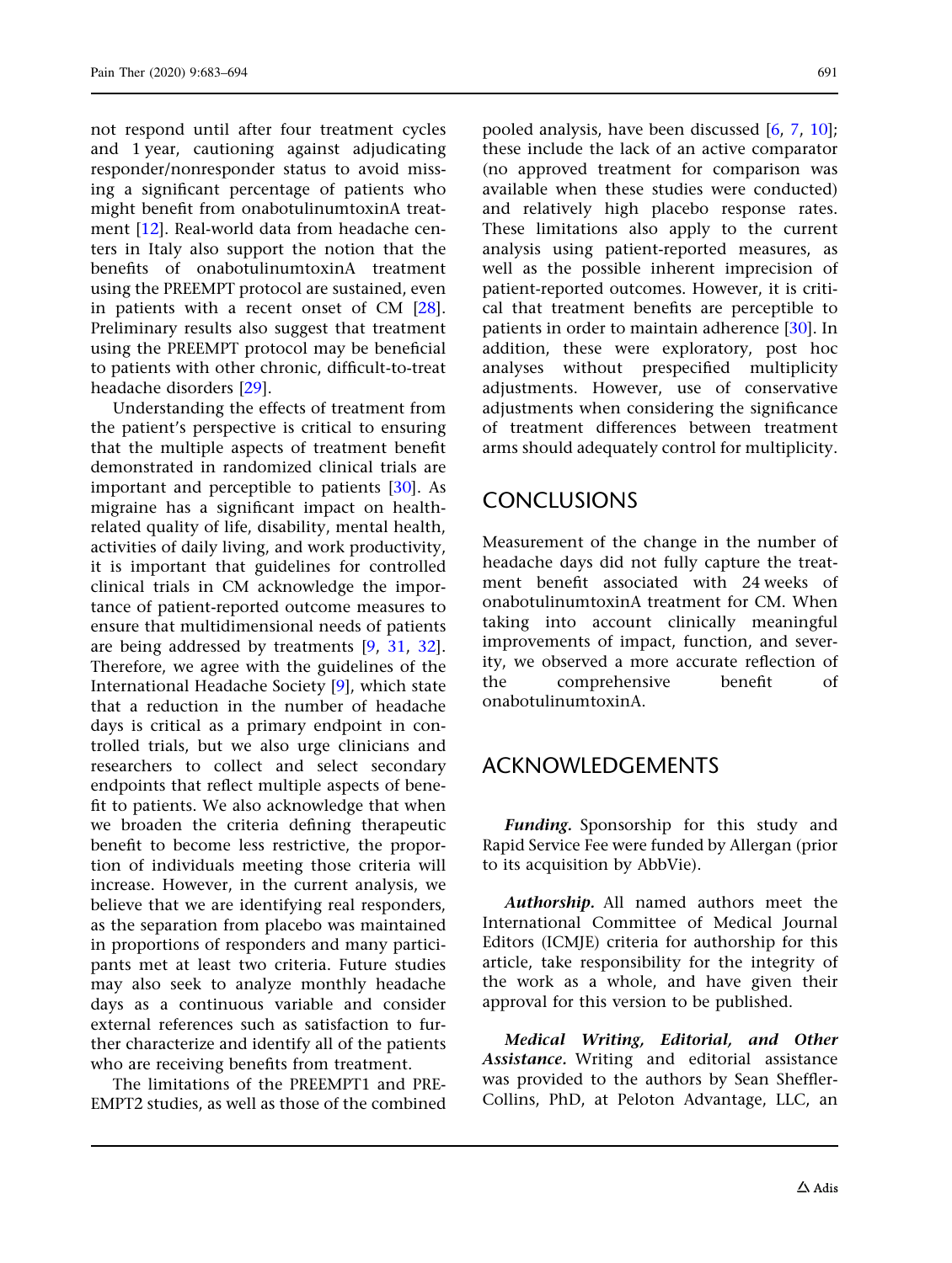not respond until after four treatment cycles and 1 year, cautioning against adjudicating responder/nonresponder status to avoid missing a significant percentage of patients who might benefit from onabotulinumtoxinA treatment [12]. Real-world data from headache centers in Italy also support the notion that the benefits of onabotulinumtoxinA treatment using the PREEMPT protocol are sustained, even in patients with a recent onset of CM [28]. Preliminary results also suggest that treatment using the PREEMPT protocol may be beneficial to patients with other chronic, difficult-to-treat headache disorders [29].

Understanding the effects of treatment from the patient's perspective is critical to ensuring that the multiple aspects of treatment benefit demonstrated in randomized clinical trials are important and perceptible to patients [30]. As migraine has a significant impact on health-related quality of life, disability, mental health, activities of daily living, and work productivity, it is important that guidelines for controlled clinical trials in CM acknowledge the importance of patient-reported outcome measures to ensure that multidimensional needs of patients are being addressed by treatments [9, 31, 32]. Therefore, we agree with the guidelines of the International Headache Society [9], which state that a reduction in the number of headache days is critical as a primary endpoint in controlled trials, but we also urge clinicians and researchers to collect and select secondary endpoints that reflect multiple aspects of benefit to patients. We also acknowledge that when we broaden the criteria defining therapeutic benefit to become less restrictive, the proportion of individuals meeting those criteria will increase. However, in the current analysis, we believe that we are identifying real responders, as the separation from placebo was maintained in proportions of responders and many participants met at least two criteria. Future studies may also seek to analyze monthly headache days as a continuous variable and consider external references such as satisfaction to further characterize and identify all of the patients who are receiving benefits from treatment.

The limitations of the PREEMPT1 and PREEMPT2 studies, as well as those of the combined pooled analysis, have been discussed [6, 7, 10]; these include the lack of an active comparator (no approved treatment for comparison was available when these studies were conducted) and relatively high placebo response rates. These limitations also apply to the current analysis using patient-reported measures, as well as the possible inherent imprecision of patient-reported outcomes. However, it is critical that treatment benefits are perceptible to patients in order to maintain adherence [30]. In addition, these were exploratory, post hoc analyses without prespecified multiplicity adjustments. However, use of conservative adjustments when considering the significance of treatment differences between treatment arms should adequately control for multiplicity.

## CONCLUSIONS

Measurement of the change in the number of headache days did not fully capture the treatment benefit associated with 24 weeks of onabotulinumtoxinA treatment for CM. When taking into account clinically meaningful improvements of impact, function, and severity, we observed a more accurate reflection of the comprehensive benefit of onabotulinumtoxinA.

## ACKNOWLEDGEMENTS

***Funding.*** Sponsorship for this study and Rapid Service Fee were funded by Allergan (prior to its acquisition by AbbVie).

***Authorship.*** All named authors meet the International Committee of Medical Journal Editors (ICMJE) criteria for authorship for this article, take responsibility for the integrity of the work as a whole, and have given their approval for this version to be published.

***Medical Writing, Editorial, and Other Assistance.*** Writing and editorial assistance was provided to the authors by Sean Sheffler-Collins, PhD, at Peloton Advantage, LLC, an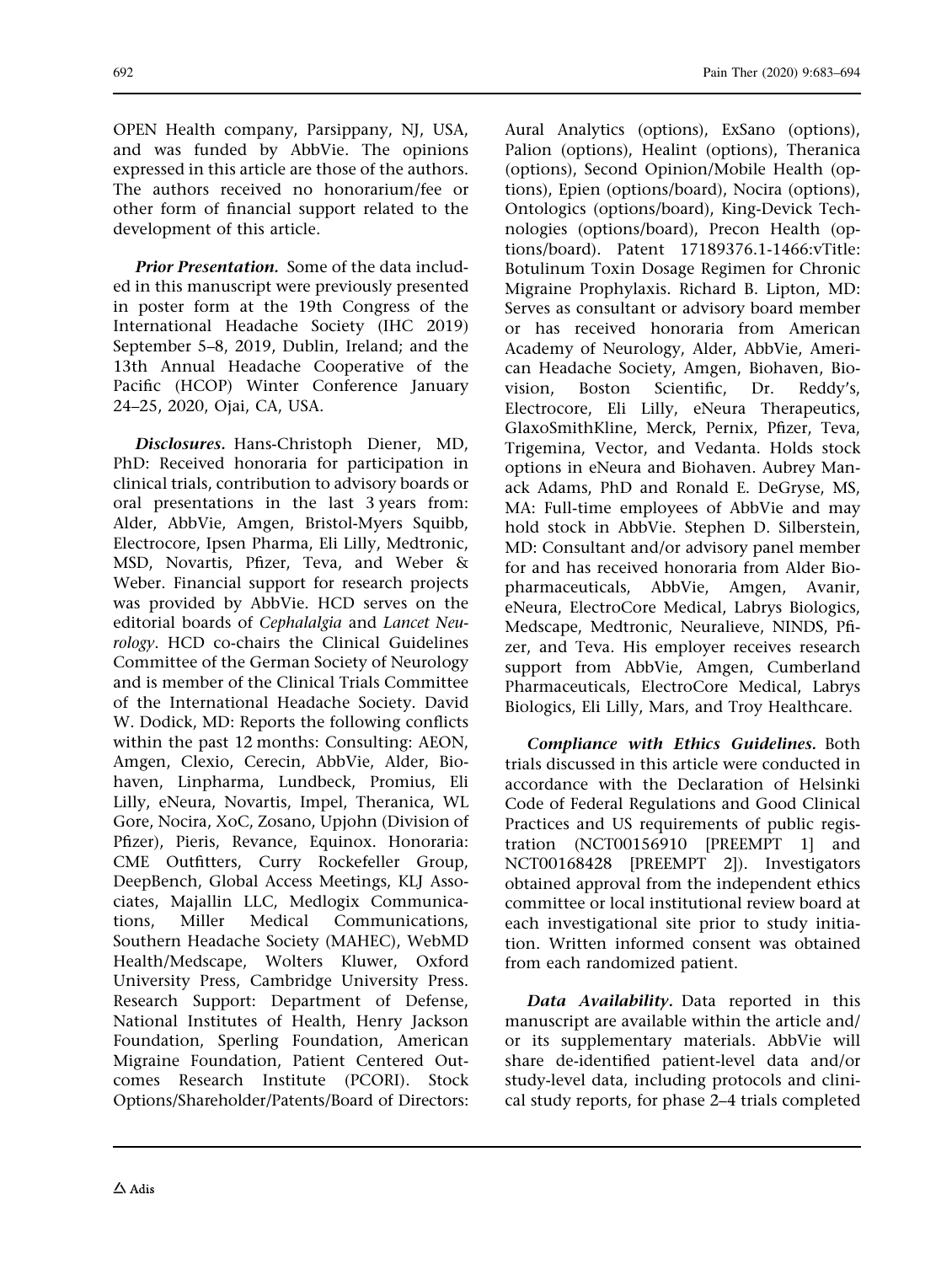OPEN Health company, Parsippany, NJ, USA, and was funded by AbbVie. The opinions expressed in this article are those of the authors. The authors received no honorarium/fee or other form of financial support related to the development of this article.

***Prior Presentation.*** Some of the data included in this manuscript were previously presented in poster form at the 19th Congress of the International Headache Society (IHC 2019) September 5–8, 2019, Dublin, Ireland; and the 13th Annual Headache Cooperative of the Pacific (HCOP) Winter Conference January 24–25, 2020, Ojai, CA, USA.

***Disclosures.*** Hans-Christoph Diener, MD, PhD: Received honoraria for participation in clinical trials, contribution to advisory boards or oral presentations in the last 3 years from: Alder, AbbVie, Amgen, Bristol-Myers Squibb, Electrocore, Ipsen Pharma, Eli Lilly, Medtronic, MSD, Novartis, Pfizer, Teva, and Weber & Weber. Financial support for research projects was provided by AbbVie. HCD serves on the editorial boards of *Cephalalgia* and *Lancet Neurology*. HCD co-chairs the Clinical Guidelines Committee of the German Society of Neurology and is member of the Clinical Trials Committee of the International Headache Society. David W. Dodick, MD: Reports the following conflicts within the past 12 months: Consulting: AEON, Amgen, Clexio, Cerecin, AbbVie, Alder, Biohaven, Linpharma, Lundbeck, Promius, Eli Lilly, eNeura, Novartis, Impel, Theranica, WL Gore, Nocira, XoC, Zosano, Upjohn (Division of Pfizer), Pieris, Revance, Equinox. Honoraria: CME Outfitters, Curry Rockefeller Group, DeepBench, Global Access Meetings, KLJ Associates, Majallin LLC, Medlogix Communications, Miller Medical Communications, Southern Headache Society (MAHEC), WebMD Health/Medscape, Wolters Kluwer, Oxford University Press, Cambridge University Press. Research Support: Department of Defense, National Institutes of Health, Henry Jackson Foundation, Sperling Foundation, American Migraine Foundation, Patient Centered Outcomes Research Institute (PCORI). Stock Options/Shareholder/Patents/Board of Directors: Aural Analytics (options), ExSano (options), Palion (options), Healint (options), Theranica (options), Second Opinion/Mobile Health (options), Epien (options/board), Nocira (options), Ontologics (options/board), King-Devick Technologies (options/board), Precon Health (options/board). Patent 17189376.1-1466:vTitle: Botulinum Toxin Dosage Regimen for Chronic Migraine Prophylaxis. Richard B. Lipton, MD: Serves as consultant or advisory board member or has received honoraria from American Academy of Neurology, Alder, AbbVie, American Headache Society, Amgen, Biohaven, Biovision, Boston Scientific, Dr. Reddy's, Electrocore, Eli Lilly, eNeura Therapeutics, GlaxoSmithKline, Merck, Pernix, Pfizer, Teva, Trigemina, Vector, and Vedanta. Holds stock options in eNeura and Biohaven. Aubrey Manack Adams, PhD and Ronald E. DeGryse, MS, MA: Full-time employees of AbbVie and may hold stock in AbbVie. Stephen D. Silberstein, MD: Consultant and/or advisory panel member for and has received honoraria from Alder Biopharmaceuticals, AbbVie, Amgen, Avanir, eNeura, ElectroCore Medical, Labrys Biologics, Medscape, Medtronic, Neuralieve, NINDS, Pfizer, and Teva. His employer receives research support from AbbVie, Amgen, Cumberland Pharmaceuticals, ElectroCore Medical, Labrys Biologics, Eli Lilly, Mars, and Troy Healthcare.

***Compliance with Ethics Guidelines.*** Both trials discussed in this article were conducted in accordance with the Declaration of Helsinki Code of Federal Regulations and Good Clinical Practices and US requirements of public registration (NCT00156910 [PREEMPT 1] and NCT00168428 [PREEMPT 2]). Investigators obtained approval from the independent ethics committee or local institutional review board at each investigational site prior to study initiation. Written informed consent was obtained from each randomized patient.

***Data Availability.*** Data reported in this manuscript are available within the article and/or its supplementary materials. AbbVie will share de-identified patient-level data and/or study-level data, including protocols and clinical study reports, for phase 2–4 trials completed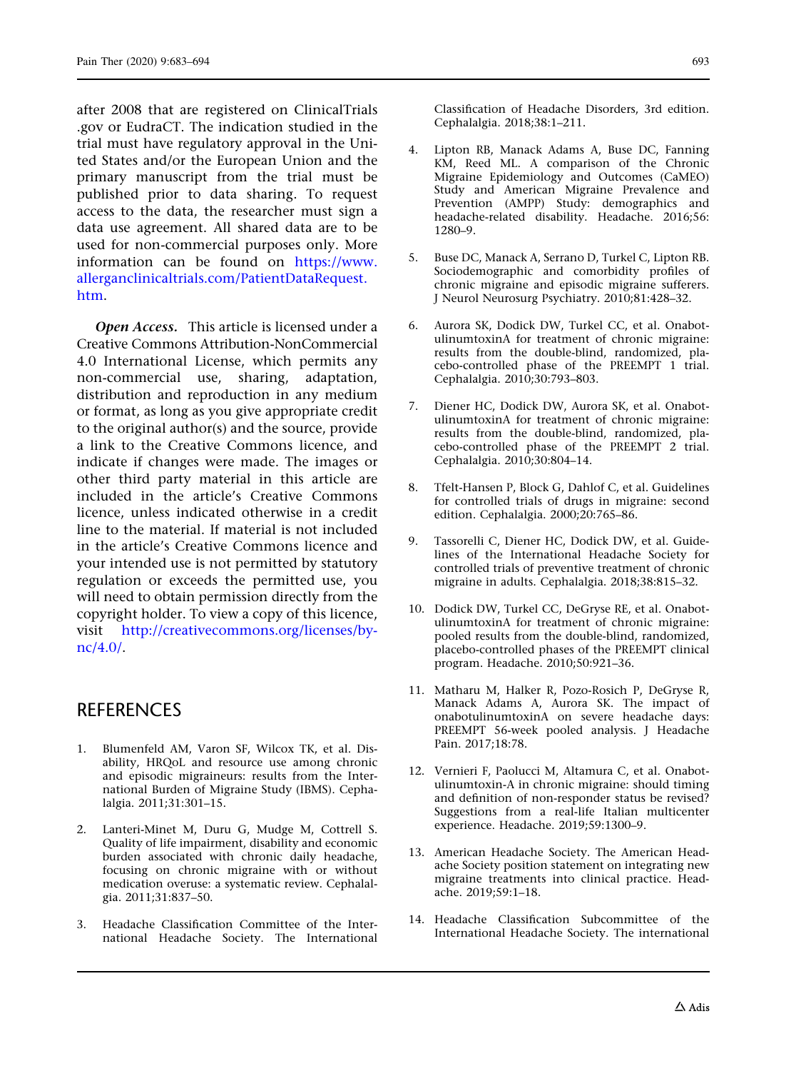after 2008 that are registered on ClinicalTrials .gov or EudraCT. The indication studied in the trial must have regulatory approval in the United States and/or the European Union and the primary manuscript from the trial must be published prior to data sharing. To request access to the data, the researcher must sign a data use agreement. All shared data are to be used for non-commercial purposes only. More information can be found on https://www.allerganclinicaltrials.com/PatientDataRequest.htm.

***Open Access.*** This article is licensed under a Creative Commons Attribution-NonCommercial 4.0 International License, which permits any non-commercial use, sharing, adaptation, distribution and reproduction in any medium or format, as long as you give appropriate credit to the original author(s) and the source, provide a link to the Creative Commons licence, and indicate if changes were made. The images or other third party material in this article are included in the article's Creative Commons licence, unless indicated otherwise in a credit line to the material. If material is not included in the article's Creative Commons licence and your intended use is not permitted by statutory regulation or exceeds the permitted use, you will need to obtain permission directly from the copyright holder. To view a copy of this licence, visit http://creativecommons.org/licenses/by-nc/4.0/.

## REFERENCES

1. Blumenfeld AM, Varon SF, Wilcox TK, et al. Disability, HRQoL and resource use among chronic and episodic migraineurs: results from the International Burden of Migraine Study (IBMS). Cephalalgia. 2011;31:301–15.
2. Lanteri-Minet M, Duru G, Mudge M, Cottrell S. Quality of life impairment, disability and economic burden associated with chronic daily headache, focusing on chronic migraine with or without medication overuse: a systematic review. Cephalalgia. 2011;31:837–50.
3. Headache Classification Committee of the International Headache Society. The International Classification of Headache Disorders, 3rd edition. Cephalalgia. 2018;38:1–211.
4. Lipton RB, Manack Adams A, Buse DC, Fanning KM, Reed ML. A comparison of the Chronic Migraine Epidemiology and Outcomes (CaMEO) Study and American Migraine Prevalence and Prevention (AMPP) Study: demographics and headache-related disability. Headache. 2016;56: 1280–9.
5. Buse DC, Manack A, Serrano D, Turkel C, Lipton RB. Sociodemographic and comorbidity profiles of chronic migraine and episodic migraine sufferers. J Neurol Neurosurg Psychiatry. 2010;81:428–32.
6. Aurora SK, Dodick DW, Turkel CC, et al. OnabotulinumtoxinA for treatment of chronic migraine: results from the double-blind, randomized, placebo-controlled phase of the PREEMPT 1 trial. Cephalalgia. 2010;30:793–803.
7. Diener HC, Dodick DW, Aurora SK, et al. OnabotulinumtoxinA for treatment of chronic migraine: results from the double-blind, randomized, placebo-controlled phase of the PREEMPT 2 trial. Cephalalgia. 2010;30:804–14.
8. Tfelt-Hansen P, Block G, Dahlof C, et al. Guidelines for controlled trials of drugs in migraine: second edition. Cephalalgia. 2000;20:765–86.
9. Tassorelli C, Diener HC, Dodick DW, et al. Guidelines of the International Headache Society for controlled trials of preventive treatment of chronic migraine in adults. Cephalalgia. 2018;38:815–32.
10. Dodick DW, Turkel CC, DeGryse RE, et al. OnabotulinumtoxinA for treatment of chronic migraine: pooled results from the double-blind, randomized, placebo-controlled phases of the PREEMPT clinical program. Headache. 2010;50:921–36.
11. Matharu M, Halker R, Pozo-Rosich P, DeGryse R, Manack Adams A, Aurora SK. The impact of onabotulinumtoxinA on severe headache days: PREEMPT 56-week pooled analysis. J Headache Pain. 2017;18:78.
12. Vernieri F, Paolucci M, Altamura C, et al. Onabotulinumtoxin-A in chronic migraine: should timing and definition of non-responder status be revised? Suggestions from a real-life Italian multicenter experience. Headache. 2019;59:1300–9.
13. American Headache Society. The American Headache Society position statement on integrating new migraine treatments into clinical practice. Headache. 2019;59:1–18.
14. Headache Classification Subcommittee of the International Headache Society. The international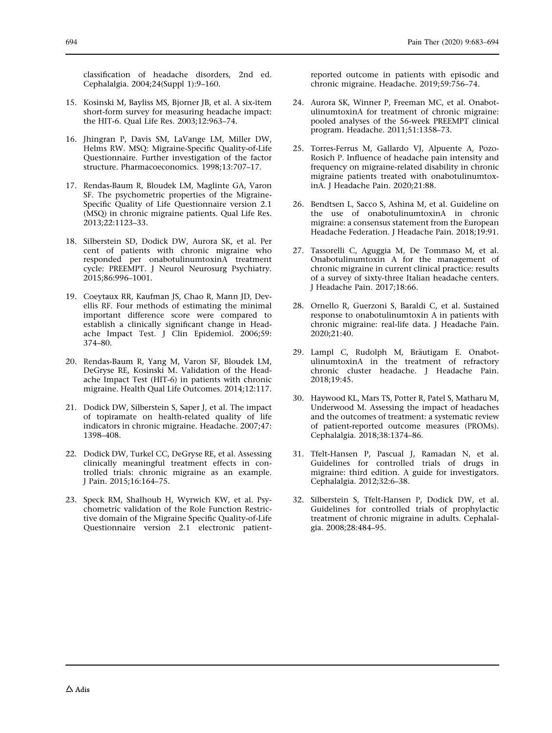classification of headache disorders, 2nd ed. Cephalalgia. 2004;24(Suppl 1):9–160.

15. Kosinski M, Bayliss MS, Bjorner JB, et al. A six-item short-form survey for measuring headache impact: the HIT-6. Qual Life Res. 2003;12:963–74.

16. Jhingran P, Davis SM, LaVange LM, Miller DW, Helms RW. MSQ: Migraine-Specific Quality-of-Life Questionnaire. Further investigation of the factor structure. Pharmacoeconomics. 1998;13:707–17.

17. Rendas-Baum R, Bloudek LM, Maglinte GA, Varon SF. The psychometric properties of the Migraine-Specific Quality of Life Questionnaire version 2.1 (MSQ) in chronic migraine patients. Qual Life Res. 2013;22:1123–33.

18. Silberstein SD, Dodick DW, Aurora SK, et al. Per cent of patients with chronic migraine who responded per onabotulinumtoxinA treatment cycle: PREEMPT. J Neurol Neurosurg Psychiatry. 2015;86:996–1001.

19. Coeytaux RR, Kaufman JS, Chao R, Mann JD, Devellis RF. Four methods of estimating the minimal important difference score were compared to establish a clinically significant change in Headache Impact Test. J Clin Epidemiol. 2006;59:374–80.

20. Rendas-Baum R, Yang M, Varon SF, Bloudek LM, DeGryse RE, Kosinski M. Validation of the Headache Impact Test (HIT-6) in patients with chronic migraine. Health Qual Life Outcomes. 2014;12:117.

21. Dodick DW, Silberstein S, Saper J, et al. The impact of topiramate on health-related quality of life indicators in chronic migraine. Headache. 2007;47:1398–408.

22. Dodick DW, Turkel CC, DeGryse RE, et al. Assessing clinically meaningful treatment effects in controlled trials: chronic migraine as an example. J Pain. 2015;16:164–75.

23. Speck RM, Shalhoub H, Wyrwich KW, et al. Psychometric validation of the Role Function Restrictive domain of the Migraine Specific Quality-of-Life Questionnaire version 2.1 electronic patient-reported outcome in patients with episodic and chronic migraine. Headache. 2019;59:756–74.

24. Aurora SK, Winner P, Freeman MC, et al. OnabotulinumtoxinA for treatment of chronic migraine: pooled analyses of the 56-week PREEMPT clinical program. Headache. 2011;51:1358–73.

25. Torres-Ferrus M, Gallardo VJ, Alpuente A, Pozo-Rosich P. Influence of headache pain intensity and frequency on migraine-related disability in chronic migraine patients treated with onabotulinumtoxinA. J Headache Pain. 2020;21:88.

26. Bendtsen L, Sacco S, Ashina M, et al. Guideline on the use of onabotulinumtoxinA in chronic migraine: a consensus statement from the European Headache Federation. J Headache Pain. 2018;19:91.

27. Tassorelli C, Aguggia M, De Tommaso M, et al. Onabotulinumtoxin A for the management of chronic migraine in current clinical practice: results of a survey of sixty-three Italian headache centers. J Headache Pain. 2017;18:66.

28. Ornello R, Guerzoni S, Baraldi C, et al. Sustained response to onabotulinumtoxin A in patients with chronic migraine: real-life data. J Headache Pain. 2020;21:40.

29. Lampl C, Rudolph M, Bräutigam E. OnabotulinumtoxinA in the treatment of refractory chronic cluster headache. J Headache Pain. 2018;19:45.

30. Haywood KL, Mars TS, Potter R, Patel S, Matharu M, Underwood M. Assessing the impact of headaches and the outcomes of treatment: a systematic review of patient-reported outcome measures (PROMs). Cephalalgia. 2018;38:1374–86.

31. Tfelt-Hansen P, Pascual J, Ramadan N, et al. Guidelines for controlled trials of drugs in migraine: third edition. A guide for investigators. Cephalalgia. 2012;32:6–38.

32. Silberstein S, Tfelt-Hansen P, Dodick DW, et al. Guidelines for controlled trials of prophylactic treatment of chronic migraine in adults. Cephalalgia. 2008;28:484–95.